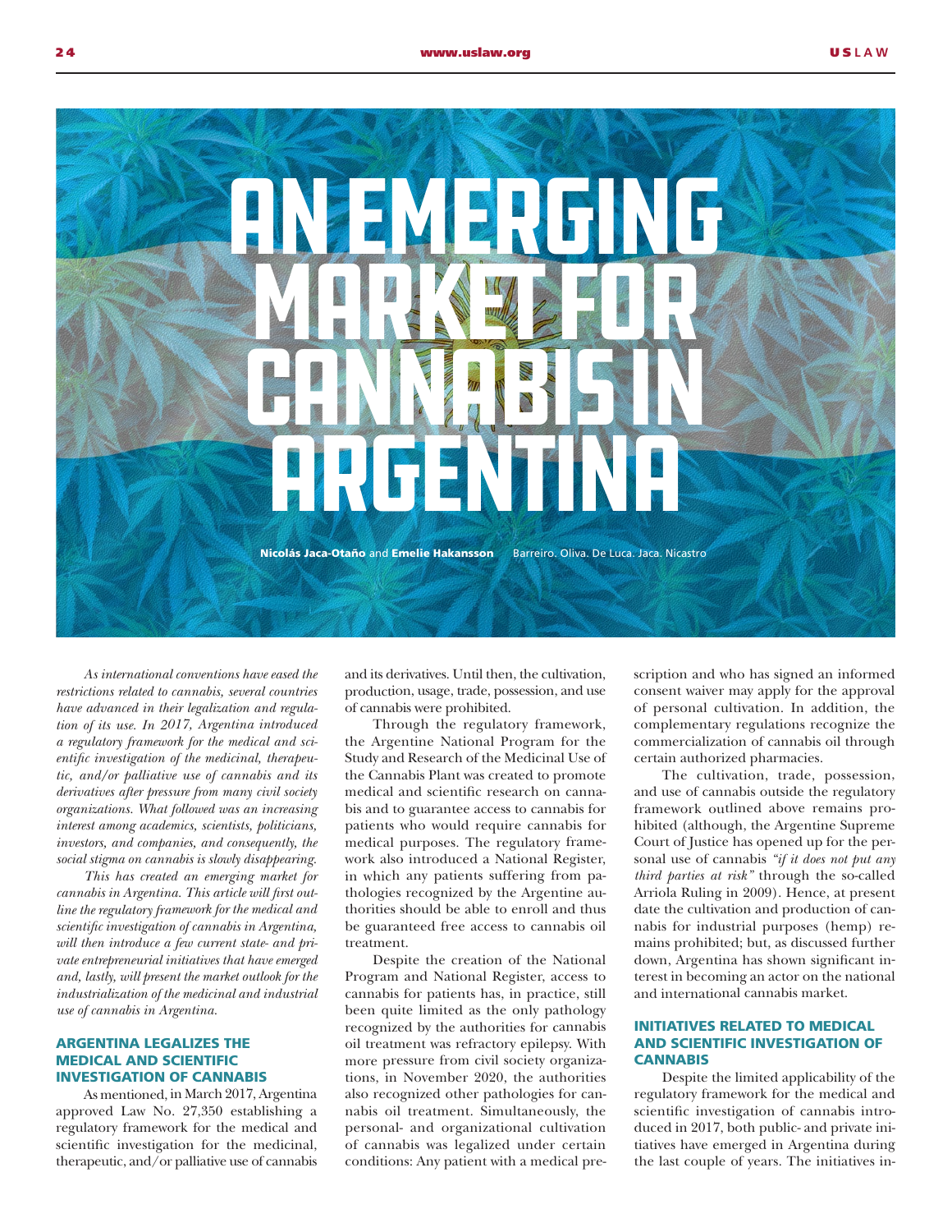# AN EMERGING MARKET FOR CANNABIS IN ARGENTINA

**Nicolás Jaca-Otaño** and **Emelie Hakansson** Barreiro. Oliva. De Luca. Jaca. Nicastro

*As international conventions have eased the restrictions related to cannabis, several countries have advanced in their legalization and regulation of its use. In 2017, Argentina introduced a regulatory framework for the medical and scientific investigation of the medicinal, therapeutic, and/or palliative use of cannabis and its derivatives after pressure from many civil society organizations. What followed was an increasing interest among academics, scientists, politicians, investors, and companies, and consequently, the social stigma on cannabis is slowly disappearing.*

*This has created an emerging market for cannabis in Argentina. This article will first outline the regulatory framework for the medical and scientific investigation of cannabis in Argentina, will then introduce a few current state- and private entrepreneurial initiatives that have emerged and, lastly, will present the market outlook for the industrialization of the medicinal and industrial use of cannabis in Argentina.*

## ARGENTINA LEGALIZES THE MEDICAL AND SCIENTIFIC INVESTIGATION OF CANNABIS

As mentioned, in March 2017, Argentina approved Law No. 27,350 establishing a regulatory framework for the medical and scientific investigation for the medicinal, therapeutic, and/or palliative use of cannabis and its derivatives. Until then, the cultivation, production, usage, trade, possession, and use of cannabis were prohibited.

Through the regulatory framework, the Argentine National Program for the Study and Research of the Medicinal Use of the Cannabis Plant was created to promote medical and scientific research on cannabis and to guarantee access to cannabis for patients who would require cannabis for medical purposes. The regulatory framework also introduced a National Register, in which any patients suffering from pathologies recognized by the Argentine authorities should be able to enroll and thus be guaranteed free access to cannabis oil treatment.

Despite the creation of the National Program and National Register, access to cannabis for patients has, in practice, still been quite limited as the only pathology recognized by the authorities for cannabis oil treatment was refractory epilepsy. With more pressure from civil society organizations, in November 2020, the authorities also recognized other pathologies for cannabis oil treatment. Simultaneously, the personal- and organizational cultivation of cannabis was legalized under certain conditions: Any patient with a medical prescription and who has signed an informed consent waiver may apply for the approval of personal cultivation. In addition, the complementary regulations recognize the commercialization of cannabis oil through certain authorized pharmacies.

The cultivation, trade, possession, and use of cannabis outside the regulatory framework outlined above remains prohibited (although, the Argentine Supreme Court of Justice has opened up for the personal use of cannabis *"if it does not put any third parties at risk"* through the so-called Arriola Ruling in 2009). Hence, at present date the cultivation and production of cannabis for industrial purposes (hemp) remains prohibited; but, as discussed further down, Argentina has shown significant interest in becoming an actor on the national and international cannabis market.

## INITIATIVES RELATED TO MEDICAL AND SCIENTIFIC INVESTIGATION OF CANNABIS

Despite the limited applicability of the regulatory framework for the medical and scientific investigation of cannabis introduced in 2017, both public- and private initiatives have emerged in Argentina during the last couple of years. The initiatives in-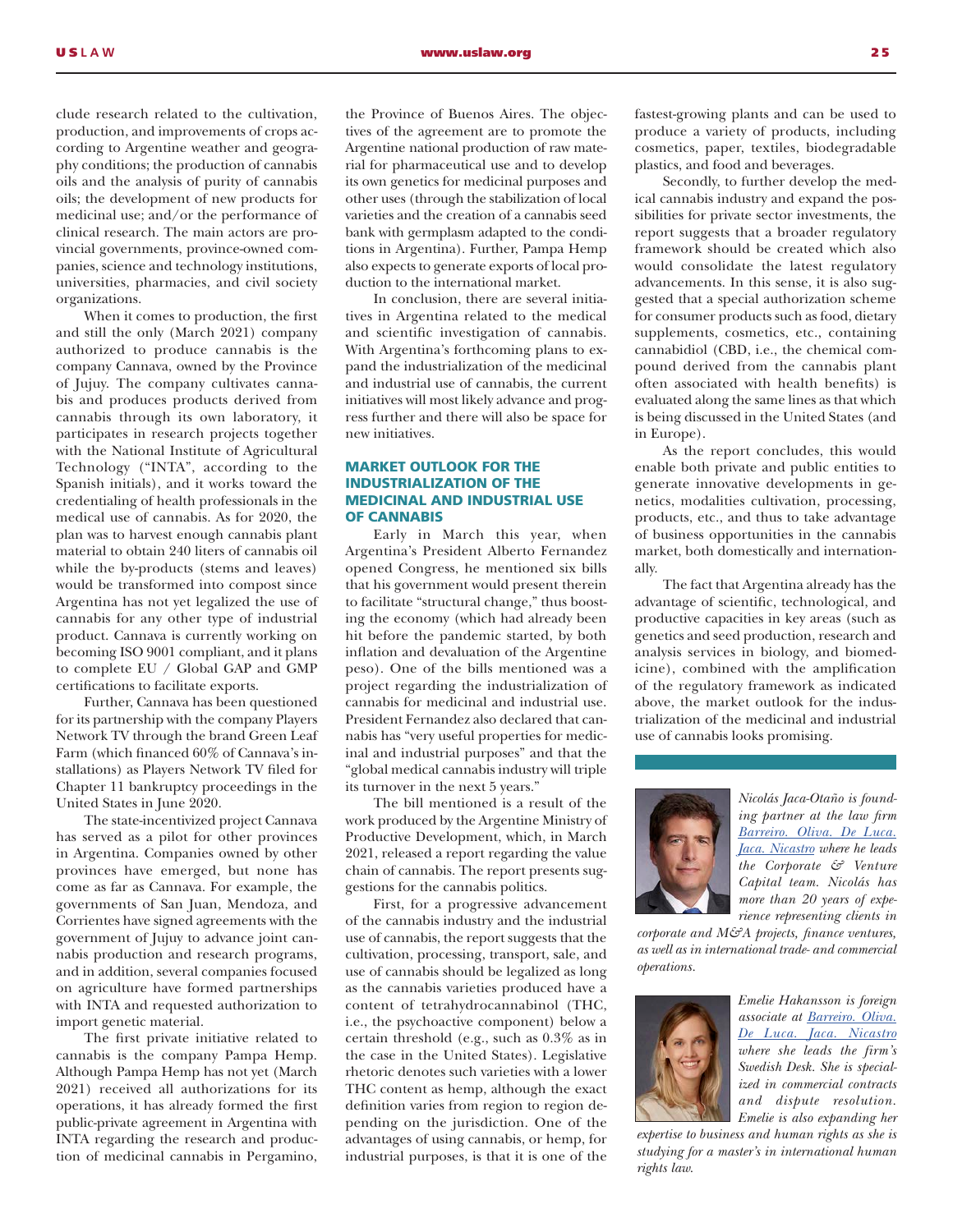clude research related to the cultivation, production, and improvements of crops according to Argentine weather and geography conditions; the production of cannabis oils and the analysis of purity of cannabis oils; the development of new products for medicinal use; and/or the performance of clinical research. The main actors are provincial governments, province-owned companies, science and technology institutions, universities, pharmacies, and civil society organizations.

When it comes to production, the first and still the only (March 2021) company authorized to produce cannabis is the company Cannava, owned by the Province of Jujuy. The company cultivates cannabis and produces products derived from cannabis through its own laboratory, it participates in research projects together with the National Institute of Agricultural Technology ("INTA", according to the Spanish initials), and it works toward the credentialing of health professionals in the medical use of cannabis. As for 2020, the plan was to harvest enough cannabis plant material to obtain 240 liters of cannabis oil while the by-products (stems and leaves) would be transformed into compost since Argentina has not yet legalized the use of cannabis for any other type of industrial product. Cannava is currently working on becoming ISO 9001 compliant, and it plans to complete EU / Global GAP and GMP certifications to facilitate exports.

Further, Cannava has been questioned for its partnership with the company Players Network TV through the brand Green Leaf Farm (which financed 60% of Cannava's installations) as Players Network TV filed for Chapter 11 bankruptcy proceedings in the United States in June 2020.

The state-incentivized project Cannava has served as a pilot for other provinces in Argentina. Companies owned by other provinces have emerged, but none has come as far as Cannava. For example, the governments of San Juan, Mendoza, and Corrientes have signed agreements with the government of Jujuy to advance joint cannabis production and research programs, and in addition, several companies focused on agriculture have formed partnerships with INTA and requested authorization to import genetic material.

The first private initiative related to cannabis is the company Pampa Hemp. Although Pampa Hemp has not yet (March 2021) received all authorizations for its operations, it has already formed the first public-private agreement in Argentina with INTA regarding the research and production of medicinal cannabis in Pergamino, the Province of Buenos Aires. The objectives of the agreement are to promote the Argentine national production of raw material for pharmaceutical use and to develop its own genetics for medicinal purposes and other uses (through the stabilization of local varieties and the creation of a cannabis seed bank with germplasm adapted to the conditions in Argentina). Further, Pampa Hemp also expects to generate exports of local production to the international market.

In conclusion, there are several initiatives in Argentina related to the medical and scientific investigation of cannabis. With Argentina's forthcoming plans to expand the industrialization of the medicinal and industrial use of cannabis, the current initiatives will most likely advance and progress further and there will also be space for new initiatives.

## MARKET OUTLOOK FOR THE INDUSTRIALIZATION OF THE MEDICINAL AND INDUSTRIAL USE OF CANNABIS

Early in March this year, when Argentina's President Alberto Fernandez opened Congress, he mentioned six bills that his government would present therein to facilitate "structural change," thus boosting the economy (which had already been hit before the pandemic started, by both inflation and devaluation of the Argentine peso). One of the bills mentioned was a project regarding the industrialization of cannabis for medicinal and industrial use. President Fernandez also declared that cannabis has "very useful properties for medicinal and industrial purposes" and that the "global medical cannabis industry will triple its turnover in the next 5 years."

The bill mentioned is a result of the work produced by the Argentine Ministry of Productive Development, which, in March 2021, released a report regarding the value chain of cannabis. The report presents suggestions for the cannabis politics.

First, for a progressive advancement of the cannabis industry and the industrial use of cannabis, the report suggests that the cultivation, processing, transport, sale, and use of cannabis should be legalized as long as the cannabis varieties produced have a content of tetrahydrocannabinol (THC, i.e., the psychoactive component) below a certain threshold (e.g., such as 0.3% as in the case in the United States). Legislative rhetoric denotes such varieties with a lower THC content as hemp, although the exact definition varies from region to region depending on the jurisdiction. One of the advantages of using cannabis, or hemp, for industrial purposes, is that it is one of the fastest-growing plants and can be used to produce a variety of products, including cosmetics, paper, textiles, biodegradable plastics, and food and beverages.

Secondly, to further develop the medical cannabis industry and expand the possibilities for private sector investments, the report suggests that a broader regulatory framework should be created which also would consolidate the latest regulatory advancements. In this sense, it is also suggested that a special authorization scheme for consumer products such as food, dietary supplements, cosmetics, etc., containing cannabidiol (CBD, i.e., the chemical compound derived from the cannabis plant often associated with health benefits) is evaluated along the same lines as that which is being discussed in the United States (and in Europe).

As the report concludes, this would enable both private and public entities to generate innovative developments in genetics, modalities cultivation, processing, products, etc., and thus to take advantage of business opportunities in the cannabis market, both domestically and internationally.

The fact that Argentina already has the advantage of scientific, technological, and productive capacities in key areas (such as genetics and seed production, research and analysis services in biology, and biomedicine), combined with the amplification of the regulatory framework as indicated above, the market outlook for the industrialization of the medicinal and industrial use of cannabis looks promising.

*Nicolás Jaca-Otaño is founding partner at the law firm Barreiro. Oliva. De Luca. Jaca. Nicastro where he leads the Corporate & Venture Capital team. Nicolás has more than 20 years of experience representing clients in corporate and M&A projects, finance ventures, as well as in international trade- and commercial operations.*

*Emelie Hakansson is foreign associate at Barreiro. Oliva. De Luca. Jaca. Nicastro where she leads the firm's Swedish Desk. She is specialized in commercial contracts and dispute resolution. Emelie is also expanding her expertise to business and human rights as she is studying for a master's in international human rights law.*